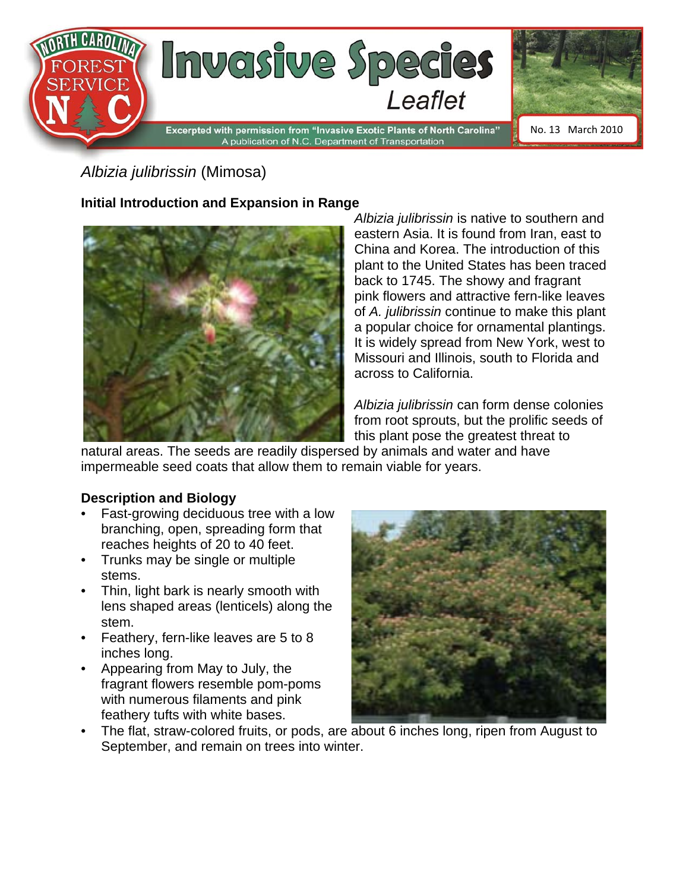# Invasive Species Leaflet

Excerpted with permission from "Invasive Exotic Plants of North Carolina"
A publication of N.C. Department of Transportation

No. 13 March 2010

## *Albizia julibrissin* (Mimosa)

### Initial Introduction and Expansion in Range

*Albizia julibrissin* is native to southern and eastern Asia. It is found from Iran, east to China and Korea. The introduction of this plant to the United States has been traced back to 1745. The showy and fragrant pink flowers and attractive fern-like leaves of *A. julibrissin* continue to make this plant a popular choice for ornamental plantings. It is widely spread from New York, west to Missouri and Illinois, south to Florida and across to California.

*Albizia julibrissin* can form dense colonies from root sprouts, but the prolific seeds of this plant pose the greatest threat to natural areas. The seeds are readily dispersed by animals and water and have impermeable seed coats that allow them to remain viable for years.

### Description and Biology

- Fast-growing deciduous tree with a low branching, open, spreading form that reaches heights of 20 to 40 feet.
- Trunks may be single or multiple stems.
- Thin, light bark is nearly smooth with lens shaped areas (lenticels) along the stem.
- Feathery, fern-like leaves are 5 to 8 inches long.
- Appearing from May to July, the fragrant flowers resemble pom-poms with numerous filaments and pink feathery tufts with white bases.
- The flat, straw-colored fruits, or pods, are about 6 inches long, ripen from August to September, and remain on trees into winter.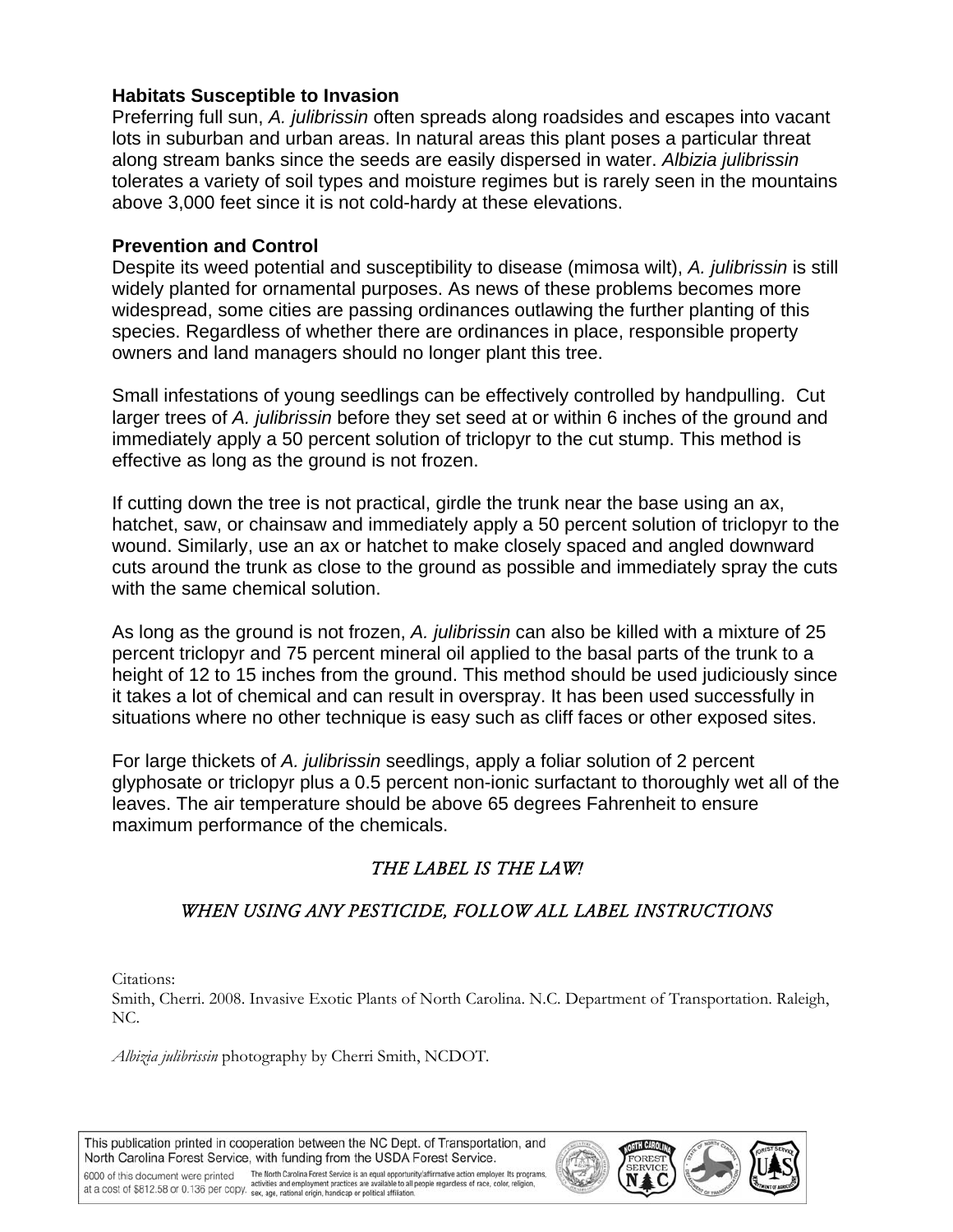**Habitats Susceptible to Invasion**

Preferring full sun, *A. julibrissin* often spreads along roadsides and escapes into vacant lots in suburban and urban areas. In natural areas this plant poses a particular threat along stream banks since the seeds are easily dispersed in water. *Albizia julibrissin* tolerates a variety of soil types and moisture regimes but is rarely seen in the mountains above 3,000 feet since it is not cold-hardy at these elevations.

**Prevention and Control**

Despite its weed potential and susceptibility to disease (mimosa wilt), *A. julibrissin* is still widely planted for ornamental purposes. As news of these problems becomes more widespread, some cities are passing ordinances outlawing the further planting of this species. Regardless of whether there are ordinances in place, responsible property owners and land managers should no longer plant this tree.

Small infestations of young seedlings can be effectively controlled by handpulling. Cut larger trees of *A. julibrissin* before they set seed at or within 6 inches of the ground and immediately apply a 50 percent solution of triclopyr to the cut stump. This method is effective as long as the ground is not frozen.

If cutting down the tree is not practical, girdle the trunk near the base using an ax, hatchet, saw, or chainsaw and immediately apply a 50 percent solution of triclopyr to the wound. Similarly, use an ax or hatchet to make closely spaced and angled downward cuts around the trunk as close to the ground as possible and immediately spray the cuts with the same chemical solution.

As long as the ground is not frozen, *A. julibrissin* can also be killed with a mixture of 25 percent triclopyr and 75 percent mineral oil applied to the basal parts of the trunk to a height of 12 to 15 inches from the ground. This method should be used judiciously since it takes a lot of chemical and can result in overspray. It has been used successfully in situations where no other technique is easy such as cliff faces or other exposed sites.

For large thickets of *A. julibrissin* seedlings, apply a foliar solution of 2 percent glyphosate or triclopyr plus a 0.5 percent non-ionic surfactant to thoroughly wet all of the leaves. The air temperature should be above 65 degrees Fahrenheit to ensure maximum performance of the chemicals.

*THE LABEL IS THE LAW!*

*WHEN USING ANY PESTICIDE, FOLLOW ALL LABEL INSTRUCTIONS*

Citations:
Smith, Cherri. 2008. Invasive Exotic Plants of North Carolina. N.C. Department of Transportation. Raleigh, NC.

*Albizia julibrissin* photography by Cherri Smith, NCDOT.

This publication printed in cooperation between the NC Dept. of Transportation, and North Carolina Forest Service, with funding from the USDA Forest Service.

6000 of this document were printed at a cost of $812.58 or 0.136 per copy.

The North Carolina Forest Service is an equal opportunity/affirmative action employer. Its programs, activities and employment practices are available to all people regardless of race, color, religion, sex, age, national origin, handicap or political affiliation.